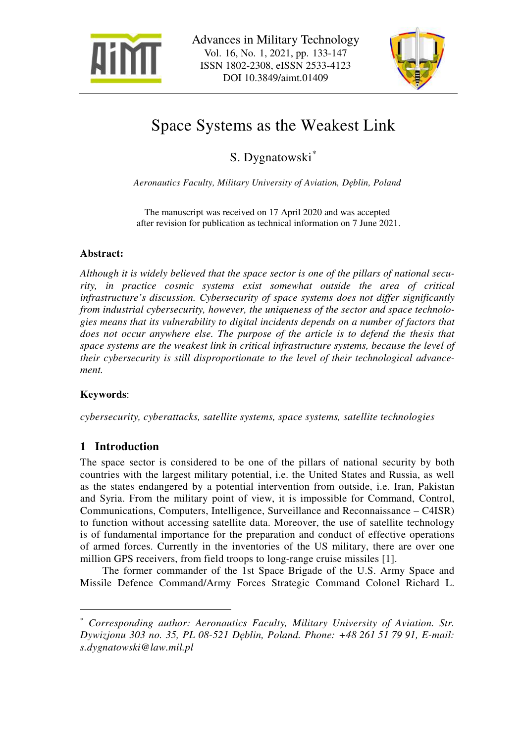# Space Systems as the Weakest Link

S. Dygnatowski*

*Aeronautics Faculty, Military University of Aviation, Dęblin, Poland*

The manuscript was received on 17 April 2020 and was accepted after revision for publication as technical information on 7 June 2021.

**Abstract:**

*Although it is widely believed that the space sector is one of the pillars of national security, in practice cosmic systems exist somewhat outside the area of critical infrastructure's discussion. Cybersecurity of space systems does not differ significantly from industrial cybersecurity, however, the uniqueness of the sector and space technologies means that its vulnerability to digital incidents depends on a number of factors that does not occur anywhere else. The purpose of the article is to defend the thesis that space systems are the weakest link in critical infrastructure systems, because the level of their cybersecurity is still disproportionate to the level of their technological advancement.*

**Keywords**:

*cybersecurity, cyberattacks, satellite systems, space systems, satellite technologies*

## 1 Introduction

The space sector is considered to be one of the pillars of national security by both countries with the largest military potential, i.e. the United States and Russia, as well as the states endangered by a potential intervention from outside, i.e. Iran, Pakistan and Syria. From the military point of view, it is impossible for Command, Control, Communications, Computers, Intelligence, Surveillance and Reconnaissance – C4ISR) to function without accessing satellite data. Moreover, the use of satellite technology is of fundamental importance for the preparation and conduct of effective operations of armed forces. Currently in the inventories of the US military, there are over one million GPS receivers, from field troops to long-range cruise missiles [1].

The former commander of the 1st Space Brigade of the U.S. Army Space and Missile Defence Command/Army Forces Strategic Command Colonel Richard L.

---

* *Corresponding author: Aeronautics Faculty, Military University of Aviation. Str. Dywizjonu 303 no. 35, PL 08-521 Dęblin, Poland. Phone: +48 261 51 79 91, E-mail: s.dygnatowski@law.mil.pl*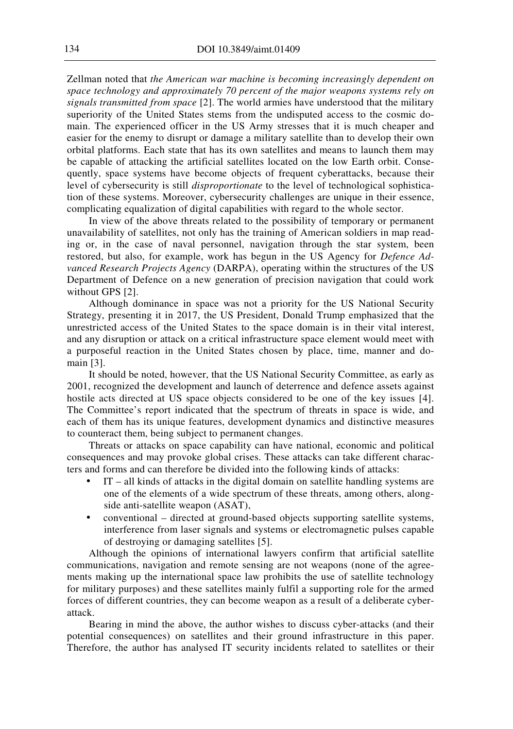Zellman noted that *the American war machine is becoming increasingly dependent on space technology and approximately 70 percent of the major weapons systems rely on signals transmitted from space* [2]. The world armies have understood that the military superiority of the United States stems from the undisputed access to the cosmic domain. The experienced officer in the US Army stresses that it is much cheaper and easier for the enemy to disrupt or damage a military satellite than to develop their own orbital platforms. Each state that has its own satellites and means to launch them may be capable of attacking the artificial satellites located on the low Earth orbit. Consequently, space systems have become objects of frequent cyberattacks, because their level of cybersecurity is still *disproportionate* to the level of technological sophistication of these systems. Moreover, cybersecurity challenges are unique in their essence, complicating equalization of digital capabilities with regard to the whole sector.

In view of the above threats related to the possibility of temporary or permanent unavailability of satellites, not only has the training of American soldiers in map reading or, in the case of naval personnel, navigation through the star system, been restored, but also, for example, work has begun in the US Agency for *Defence Advanced Research Projects Agency* (DARPA), operating within the structures of the US Department of Defence on a new generation of precision navigation that could work without GPS [2].

Although dominance in space was not a priority for the US National Security Strategy, presenting it in 2017, the US President, Donald Trump emphasized that the unrestricted access of the United States to the space domain is in their vital interest, and any disruption or attack on a critical infrastructure space element would meet with a purposeful reaction in the United States chosen by place, time, manner and domain [3].

It should be noted, however, that the US National Security Committee, as early as 2001, recognized the development and launch of deterrence and defence assets against hostile acts directed at US space objects considered to be one of the key issues [4]. The Committee's report indicated that the spectrum of threats in space is wide, and each of them has its unique features, development dynamics and distinctive measures to counteract them, being subject to permanent changes.

Threats or attacks on space capability can have national, economic and political consequences and may provoke global crises. These attacks can take different characters and forms and can therefore be divided into the following kinds of attacks:

- IT – all kinds of attacks in the digital domain on satellite handling systems are one of the elements of a wide spectrum of these threats, among others, alongside anti-satellite weapon (ASAT),
- conventional – directed at ground-based objects supporting satellite systems, interference from laser signals and systems or electromagnetic pulses capable of destroying or damaging satellites [5].

Although the opinions of international lawyers confirm that artificial satellite communications, navigation and remote sensing are not weapons (none of the agreements making up the international space law prohibits the use of satellite technology for military purposes) and these satellites mainly fulfil a supporting role for the armed forces of different countries, they can become weapon as a result of a deliberate cyberattack.

Bearing in mind the above, the author wishes to discuss cyber-attacks (and their potential consequences) on satellites and their ground infrastructure in this paper. Therefore, the author has analysed IT security incidents related to satellites or their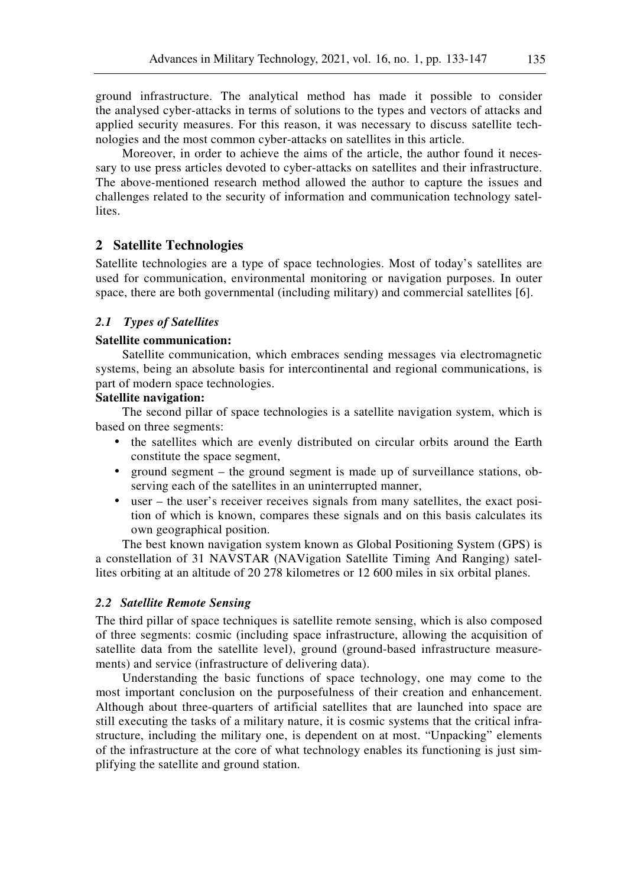ground infrastructure. The analytical method has made it possible to consider the analysed cyber-attacks in terms of solutions to the types and vectors of attacks and applied security measures. For this reason, it was necessary to discuss satellite technologies and the most common cyber-attacks on satellites in this article.

Moreover, in order to achieve the aims of the article, the author found it necessary to use press articles devoted to cyber-attacks on satellites and their infrastructure. The above-mentioned research method allowed the author to capture the issues and challenges related to the security of information and communication technology satellites.

## 2 Satellite Technologies

Satellite technologies are a type of space technologies. Most of today's satellites are used for communication, environmental monitoring or navigation purposes. In outer space, there are both governmental (including military) and commercial satellites [6].

### *2.1 Types of Satellites*

**Satellite communication:**

Satellite communication, which embraces sending messages via electromagnetic systems, being an absolute basis for intercontinental and regional communications, is part of modern space technologies.

**Satellite navigation:**

The second pillar of space technologies is a satellite navigation system, which is based on three segments:

- the satellites which are evenly distributed on circular orbits around the Earth constitute the space segment,
- ground segment – the ground segment is made up of surveillance stations, observing each of the satellites in an uninterrupted manner,
- user – the user's receiver receives signals from many satellites, the exact position of which is known, compares these signals and on this basis calculates its own geographical position.

The best known navigation system known as Global Positioning System (GPS) is a constellation of 31 NAVSTAR (NAVigation Satellite Timing And Ranging) satellites orbiting at an altitude of 20 278 kilometres or 12 600 miles in six orbital planes.

### *2.2 Satellite Remote Sensing*

The third pillar of space techniques is satellite remote sensing, which is also composed of three segments: cosmic (including space infrastructure, allowing the acquisition of satellite data from the satellite level), ground (ground-based infrastructure measurements) and service (infrastructure of delivering data).

Understanding the basic functions of space technology, one may come to the most important conclusion on the purposefulness of their creation and enhancement. Although about three-quarters of artificial satellites that are launched into space are still executing the tasks of a military nature, it is cosmic systems that the critical infrastructure, including the military one, is dependent on at most. "Unpacking" elements of the infrastructure at the core of what technology enables its functioning is just simplifying the satellite and ground station.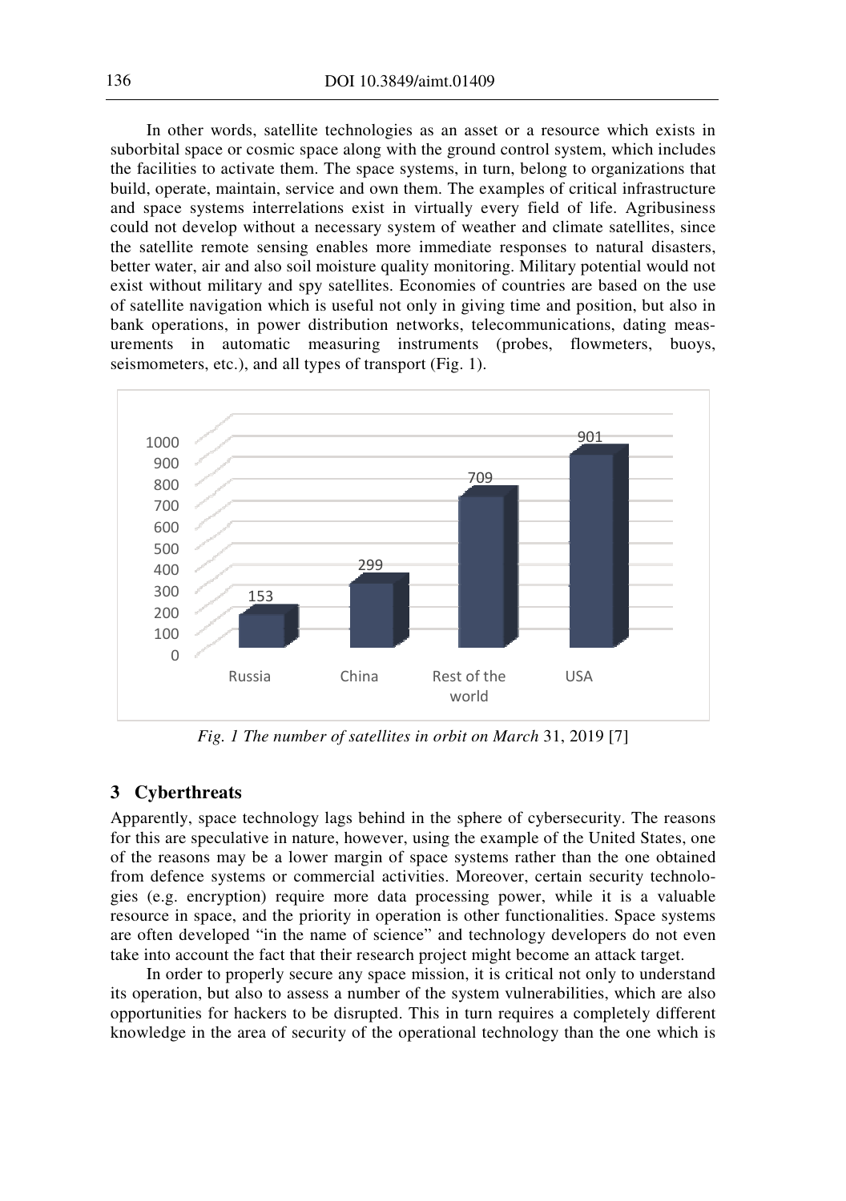In other words, satellite technologies as an asset or a resource which exists in suborbital space or cosmic space along with the ground control system, which includes the facilities to activate them. The space systems, in turn, belong to organizations that build, operate, maintain, service and own them. The examples of critical infrastructure and space systems interrelations exist in virtually every field of life. Agribusiness could not develop without a necessary system of weather and climate satellites, since the satellite remote sensing enables more immediate responses to natural disasters, better water, air and also soil moisture quality monitoring. Military potential would not exist without military and spy satellites. Economies of countries are based on the use of satellite navigation which is useful not only in giving time and position, but also in bank operations, in power distribution networks, telecommunications, dating measurements in automatic measuring instruments (probes, flowmeters, buoys, seismometers, etc.), and all types of transport (Fig. 1).

| Country | Number of satellites |
| --- | --- |
| Russia | 153 |
| China | 299 |
| Rest of the world | 709 |
| USA | 901 |

*Fig. 1 The number of satellites in orbit on March* 31, 2019 [7]

## 3 Cyberthreats

Apparently, space technology lags behind in the sphere of cybersecurity. The reasons for this are speculative in nature, however, using the example of the United States, one of the reasons may be a lower margin of space systems rather than the one obtained from defence systems or commercial activities. Moreover, certain security technologies (e.g. encryption) require more data processing power, while it is a valuable resource in space, and the priority in operation is other functionalities. Space systems are often developed "in the name of science" and technology developers do not even take into account the fact that their research project might become an attack target.

In order to properly secure any space mission, it is critical not only to understand its operation, but also to assess a number of the system vulnerabilities, which are also opportunities for hackers to be disrupted. This in turn requires a completely different knowledge in the area of security of the operational technology than the one which is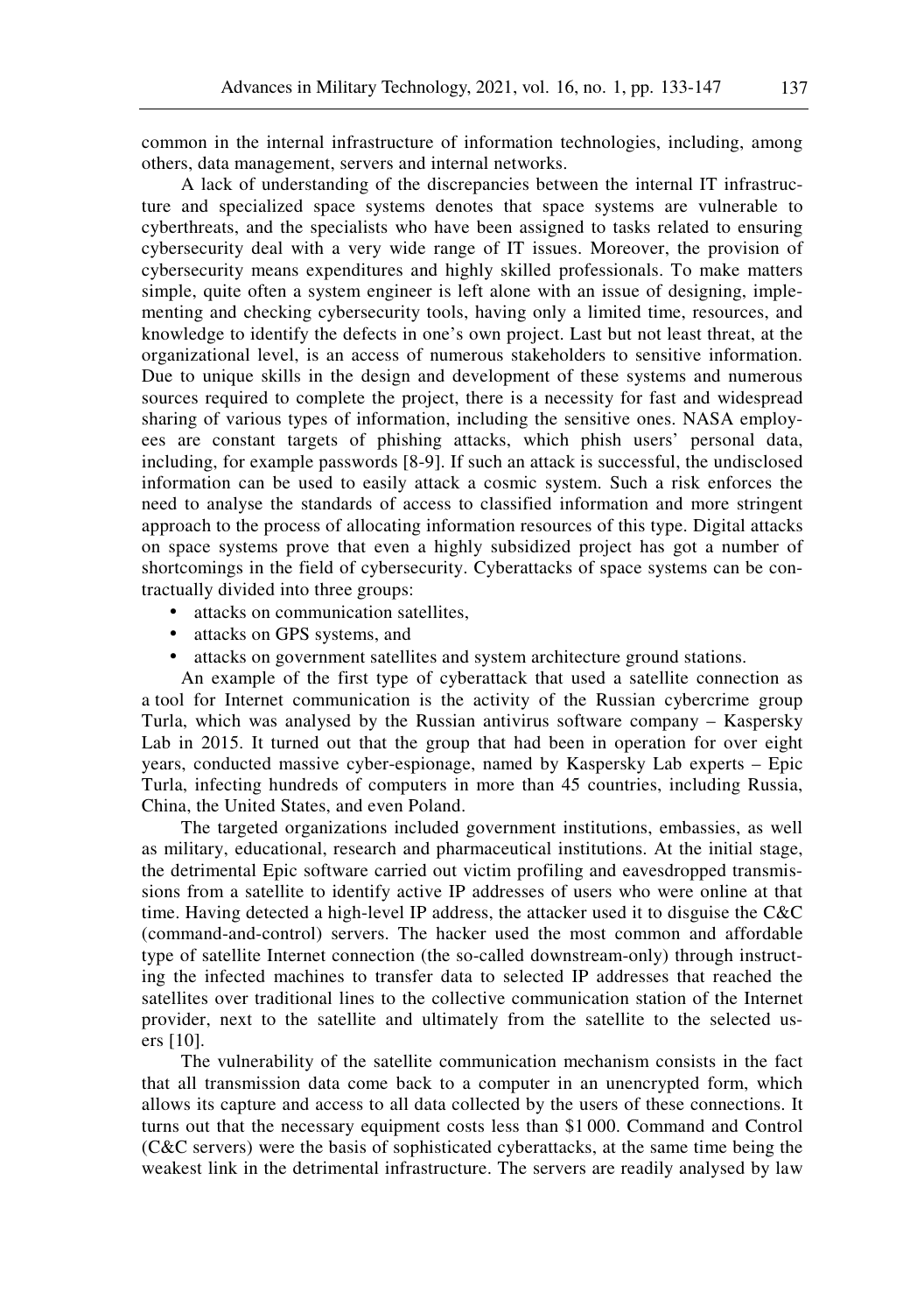common in the internal infrastructure of information technologies, including, among others, data management, servers and internal networks.

A lack of understanding of the discrepancies between the internal IT infrastructure and specialized space systems denotes that space systems are vulnerable to cyberthreats, and the specialists who have been assigned to tasks related to ensuring cybersecurity deal with a very wide range of IT issues. Moreover, the provision of cybersecurity means expenditures and highly skilled professionals. To make matters simple, quite often a system engineer is left alone with an issue of designing, implementing and checking cybersecurity tools, having only a limited time, resources, and knowledge to identify the defects in one's own project. Last but not least threat, at the organizational level, is an access of numerous stakeholders to sensitive information. Due to unique skills in the design and development of these systems and numerous sources required to complete the project, there is a necessity for fast and widespread sharing of various types of information, including the sensitive ones. NASA employees are constant targets of phishing attacks, which phish users' personal data, including, for example passwords [8-9]. If such an attack is successful, the undisclosed information can be used to easily attack a cosmic system. Such a risk enforces the need to analyse the standards of access to classified information and more stringent approach to the process of allocating information resources of this type. Digital attacks on space systems prove that even a highly subsidized project has got a number of shortcomings in the field of cybersecurity. Cyberattacks of space systems can be contractually divided into three groups:

- attacks on communication satellites,
- attacks on GPS systems, and
- attacks on government satellites and system architecture ground stations.

An example of the first type of cyberattack that used a satellite connection as a tool for Internet communication is the activity of the Russian cybercrime group Turla, which was analysed by the Russian antivirus software company – Kaspersky Lab in 2015. It turned out that the group that had been in operation for over eight years, conducted massive cyber-espionage, named by Kaspersky Lab experts – Epic Turla, infecting hundreds of computers in more than 45 countries, including Russia, China, the United States, and even Poland.

The targeted organizations included government institutions, embassies, as well as military, educational, research and pharmaceutical institutions. At the initial stage, the detrimental Epic software carried out victim profiling and eavesdropped transmissions from a satellite to identify active IP addresses of users who were online at that time. Having detected a high-level IP address, the attacker used it to disguise the C&C (command-and-control) servers. The hacker used the most common and affordable type of satellite Internet connection (the so-called downstream-only) through instructing the infected machines to transfer data to selected IP addresses that reached the satellites over traditional lines to the collective communication station of the Internet provider, next to the satellite and ultimately from the satellite to the selected users [10].

The vulnerability of the satellite communication mechanism consists in the fact that all transmission data come back to a computer in an unencrypted form, which allows its capture and access to all data collected by the users of these connections. It turns out that the necessary equipment costs less than $1 000. Command and Control (C&C servers) were the basis of sophisticated cyberattacks, at the same time being the weakest link in the detrimental infrastructure. The servers are readily analysed by law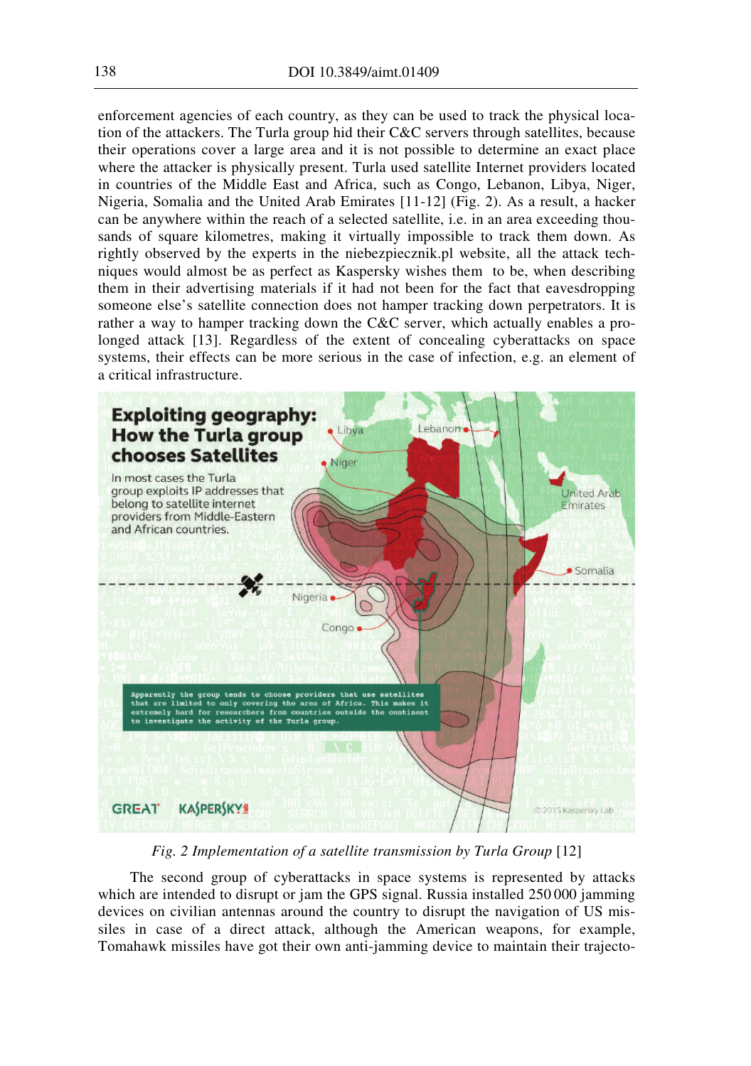enforcement agencies of each country, as they can be used to track the physical location of the attackers. The Turla group hid their C&C servers through satellites, because their operations cover a large area and it is not possible to determine an exact place where the attacker is physically present. Turla used satellite Internet providers located in countries of the Middle East and Africa, such as Congo, Lebanon, Libya, Niger, Nigeria, Somalia and the United Arab Emirates [11-12] (Fig. 2). As a result, a hacker can be anywhere within the reach of a selected satellite, i.e. in an area exceeding thousands of square kilometres, making it virtually impossible to track them down. As rightly observed by the experts in the niebezpiecznik.pl website, all the attack techniques would almost be as perfect as Kaspersky wishes them to be, when describing them in their advertising materials if it had not been for the fact that eavesdropping someone else's satellite connection does not hamper tracking down perpetrators. It is rather a way to hamper tracking down the C&C server, which actually enables a prolonged attack [13]. Regardless of the extent of concealing cyberattacks on space systems, their effects can be more serious in the case of infection, e.g. an element of a critical infrastructure.

*Fig. 2 Implementation of a satellite transmission by Turla Group* [12]

The second group of cyberattacks in space systems is represented by attacks which are intended to disrupt or jam the GPS signal. Russia installed 250 000 jamming devices on civilian antennas around the country to disrupt the navigation of US missiles in case of a direct attack, although the American weapons, for example, Tomahawk missiles have got their own anti-jamming device to maintain their trajecto-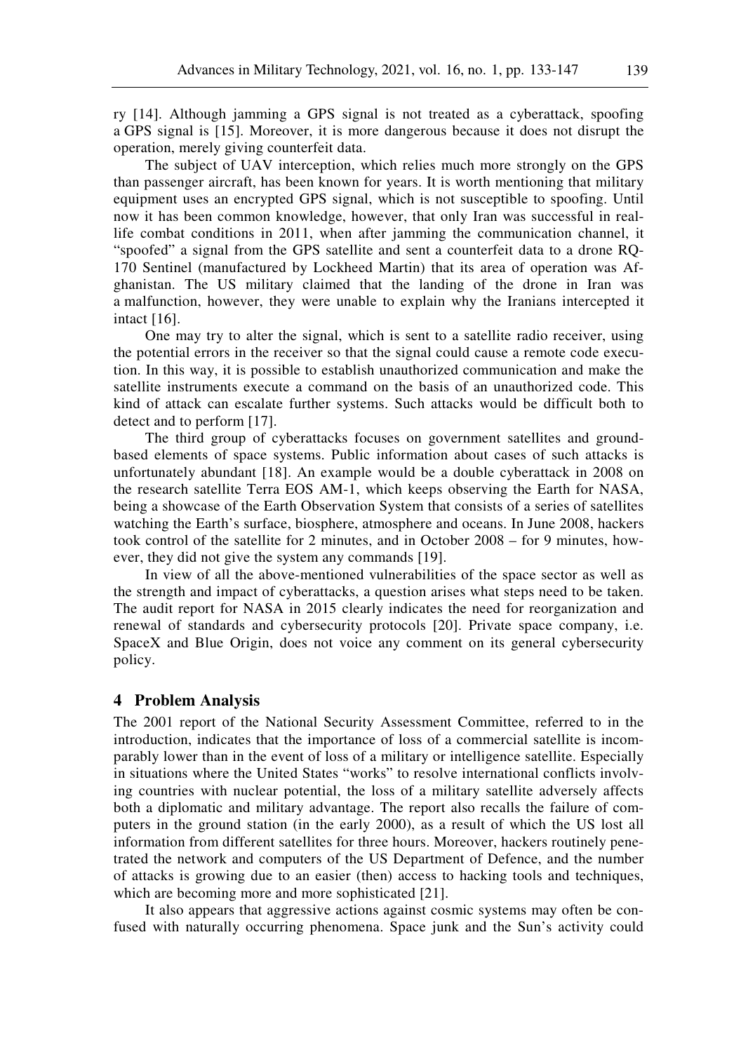ry [14]. Although jamming a GPS signal is not treated as a cyberattack, spoofing a GPS signal is [15]. Moreover, it is more dangerous because it does not disrupt the operation, merely giving counterfeit data.

The subject of UAV interception, which relies much more strongly on the GPS than passenger aircraft, has been known for years. It is worth mentioning that military equipment uses an encrypted GPS signal, which is not susceptible to spoofing. Until now it has been common knowledge, however, that only Iran was successful in real-life combat conditions in 2011, when after jamming the communication channel, it "spoofed" a signal from the GPS satellite and sent a counterfeit data to a drone RQ-170 Sentinel (manufactured by Lockheed Martin) that its area of operation was Afghanistan. The US military claimed that the landing of the drone in Iran was a malfunction, however, they were unable to explain why the Iranians intercepted it intact [16].

One may try to alter the signal, which is sent to a satellite radio receiver, using the potential errors in the receiver so that the signal could cause a remote code execution. In this way, it is possible to establish unauthorized communication and make the satellite instruments execute a command on the basis of an unauthorized code. This kind of attack can escalate further systems. Such attacks would be difficult both to detect and to perform [17].

The third group of cyberattacks focuses on government satellites and ground-based elements of space systems. Public information about cases of such attacks is unfortunately abundant [18]. An example would be a double cyberattack in 2008 on the research satellite Terra EOS AM-1, which keeps observing the Earth for NASA, being a showcase of the Earth Observation System that consists of a series of satellites watching the Earth's surface, biosphere, atmosphere and oceans. In June 2008, hackers took control of the satellite for 2 minutes, and in October 2008 – for 9 minutes, however, they did not give the system any commands [19].

In view of all the above-mentioned vulnerabilities of the space sector as well as the strength and impact of cyberattacks, a question arises what steps need to be taken. The audit report for NASA in 2015 clearly indicates the need for reorganization and renewal of standards and cybersecurity protocols [20]. Private space company, i.e. SpaceX and Blue Origin, does not voice any comment on its general cybersecurity policy.

## 4 Problem Analysis

The 2001 report of the National Security Assessment Committee, referred to in the introduction, indicates that the importance of loss of a commercial satellite is incomparably lower than in the event of loss of a military or intelligence satellite. Especially in situations where the United States "works" to resolve international conflicts involving countries with nuclear potential, the loss of a military satellite adversely affects both a diplomatic and military advantage. The report also recalls the failure of computers in the ground station (in the early 2000), as a result of which the US lost all information from different satellites for three hours. Moreover, hackers routinely penetrated the network and computers of the US Department of Defence, and the number of attacks is growing due to an easier (then) access to hacking tools and techniques, which are becoming more and more sophisticated [21].

It also appears that aggressive actions against cosmic systems may often be confused with naturally occurring phenomena. Space junk and the Sun's activity could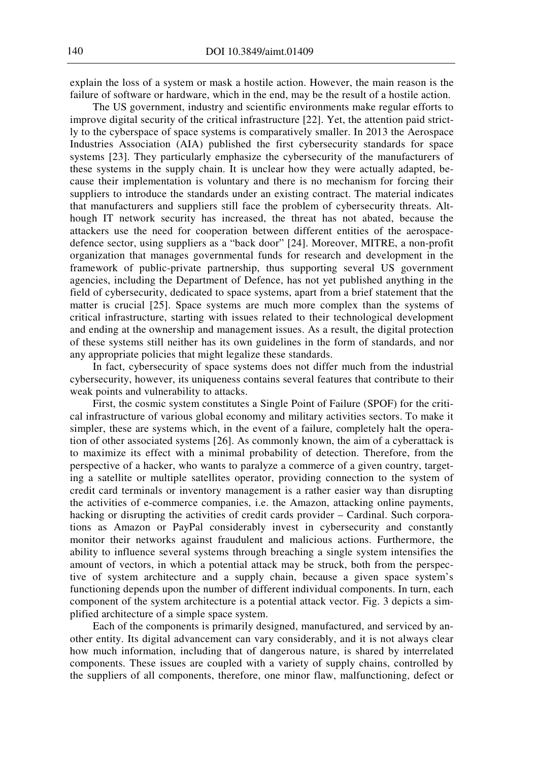explain the loss of a system or mask a hostile action. However, the main reason is the failure of software or hardware, which in the end, may be the result of a hostile action.

The US government, industry and scientific environments make regular efforts to improve digital security of the critical infrastructure [22]. Yet, the attention paid strictly to the cyberspace of space systems is comparatively smaller. In 2013 the Aerospace Industries Association (AIA) published the first cybersecurity standards for space systems [23]. They particularly emphasize the cybersecurity of the manufacturers of these systems in the supply chain. It is unclear how they were actually adapted, because their implementation is voluntary and there is no mechanism for forcing their suppliers to introduce the standards under an existing contract. The material indicates that manufacturers and suppliers still face the problem of cybersecurity threats. Although IT network security has increased, the threat has not abated, because the attackers use the need for cooperation between different entities of the aerospace-defence sector, using suppliers as a "back door" [24]. Moreover, MITRE, a non-profit organization that manages governmental funds for research and development in the framework of public-private partnership, thus supporting several US government agencies, including the Department of Defence, has not yet published anything in the field of cybersecurity, dedicated to space systems, apart from a brief statement that the matter is crucial [25]. Space systems are much more complex than the systems of critical infrastructure, starting with issues related to their technological development and ending at the ownership and management issues. As a result, the digital protection of these systems still neither has its own guidelines in the form of standards, and nor any appropriate policies that might legalize these standards.

In fact, cybersecurity of space systems does not differ much from the industrial cybersecurity, however, its uniqueness contains several features that contribute to their weak points and vulnerability to attacks.

First, the cosmic system constitutes a Single Point of Failure (SPOF) for the critical infrastructure of various global economy and military activities sectors. To make it simpler, these are systems which, in the event of a failure, completely halt the operation of other associated systems [26]. As commonly known, the aim of a cyberattack is to maximize its effect with a minimal probability of detection. Therefore, from the perspective of a hacker, who wants to paralyze a commerce of a given country, targeting a satellite or multiple satellites operator, providing connection to the system of credit card terminals or inventory management is a rather easier way than disrupting the activities of e-commerce companies, i.e. the Amazon, attacking online payments, hacking or disrupting the activities of credit cards provider – Cardinal. Such corporations as Amazon or PayPal considerably invest in cybersecurity and constantly monitor their networks against fraudulent and malicious actions. Furthermore, the ability to influence several systems through breaching a single system intensifies the amount of vectors, in which a potential attack may be struck, both from the perspective of system architecture and a supply chain, because a given space system's functioning depends upon the number of different individual components. In turn, each component of the system architecture is a potential attack vector. Fig. 3 depicts a simplified architecture of a simple space system.

Each of the components is primarily designed, manufactured, and serviced by another entity. Its digital advancement can vary considerably, and it is not always clear how much information, including that of dangerous nature, is shared by interrelated components. These issues are coupled with a variety of supply chains, controlled by the suppliers of all components, therefore, one minor flaw, malfunctioning, defect or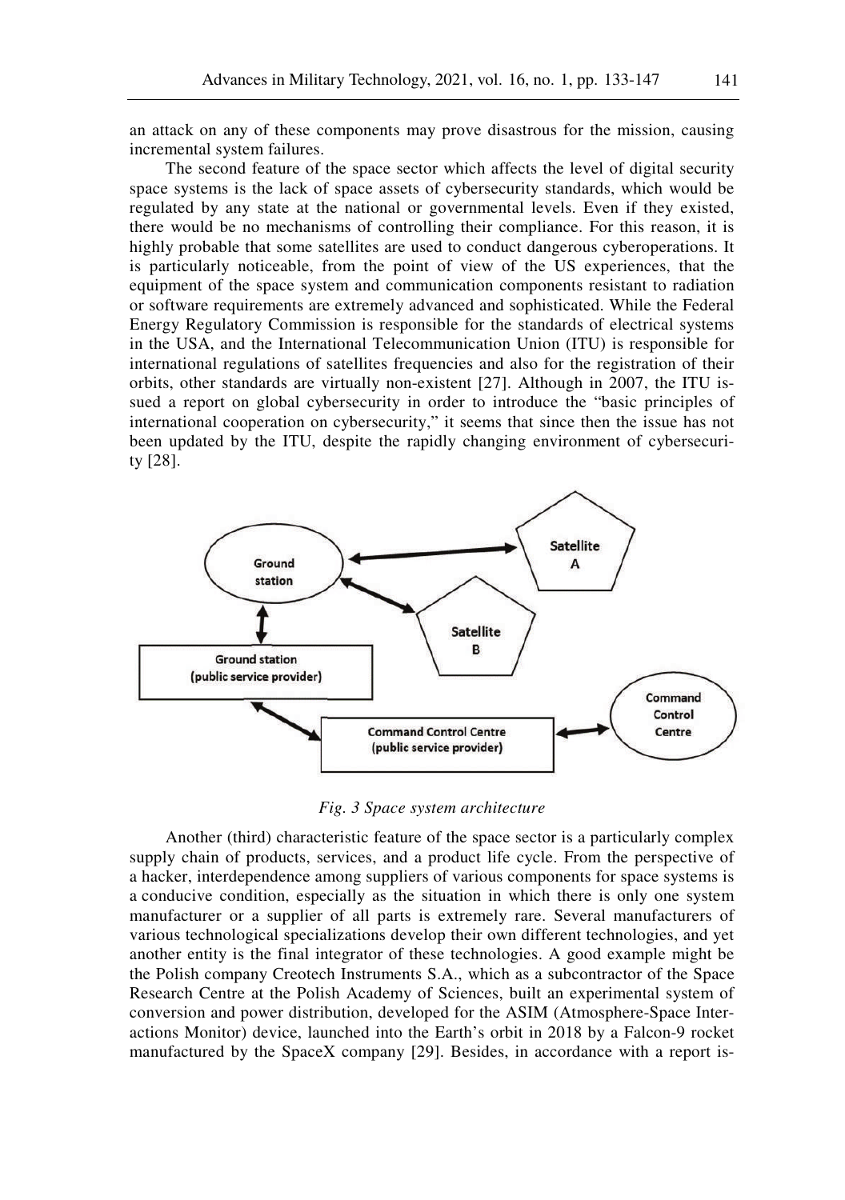an attack on any of these components may prove disastrous for the mission, causing incremental system failures.

The second feature of the space sector which affects the level of digital security space systems is the lack of space assets of cybersecurity standards, which would be regulated by any state at the national or governmental levels. Even if they existed, there would be no mechanisms of controlling their compliance. For this reason, it is highly probable that some satellites are used to conduct dangerous cyberoperations. It is particularly noticeable, from the point of view of the US experiences, that the equipment of the space system and communication components resistant to radiation or software requirements are extremely advanced and sophisticated. While the Federal Energy Regulatory Commission is responsible for the standards of electrical systems in the USA, and the International Telecommunication Union (ITU) is responsible for international regulations of satellites frequencies and also for the registration of their orbits, other standards are virtually non-existent [27]. Although in 2007, the ITU issued a report on global cybersecurity in order to introduce the "basic principles of international cooperation on cybersecurity," it seems that since then the issue has not been updated by the ITU, despite the rapidly changing environment of cybersecurity [28].

Ground station | Satellite A | Satellite B | Ground station (public service provider) | Command Control Centre (public service provider) | Command Control Centre

*Fig. 3 Space system architecture*

Another (third) characteristic feature of the space sector is a particularly complex supply chain of products, services, and a product life cycle. From the perspective of a hacker, interdependence among suppliers of various components for space systems is a conducive condition, especially as the situation in which there is only one system manufacturer or a supplier of all parts is extremely rare. Several manufacturers of various technological specializations develop their own different technologies, and yet another entity is the final integrator of these technologies. A good example might be the Polish company Creotech Instruments S.A., which as a subcontractor of the Space Research Centre at the Polish Academy of Sciences, built an experimental system of conversion and power distribution, developed for the ASIM (Atmosphere-Space Interactions Monitor) device, launched into the Earth's orbit in 2018 by a Falcon-9 rocket manufactured by the SpaceX company [29]. Besides, in accordance with a report is-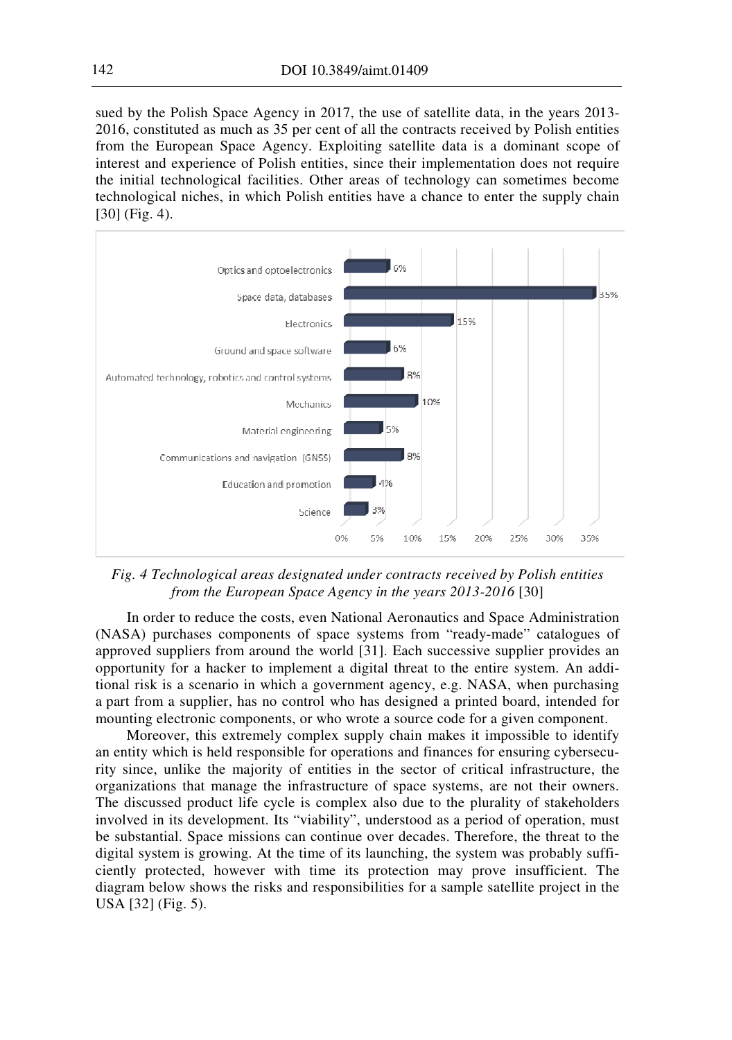sued by the Polish Space Agency in 2017, the use of satellite data, in the years 2013-2016, constituted as much as 35 per cent of all the contracts received by Polish entities from the European Space Agency. Exploiting satellite data is a dominant scope of interest and experience of Polish entities, since their implementation does not require the initial technological facilities. Other areas of technology can sometimes become technological niches, in which Polish entities have a chance to enter the supply chain [30] (Fig. 4).

| Technological area | Share |
|---|---|
| Optics and optoelectronics | 6% |
| Space data, databases | 35% |
| Electronics | 15% |
| Ground and space software | 6% |
| Automated technology, robotics and control systems | 8% |
| Mechanics | 10% |
| Material engineering | 5% |
| Communications and navigation (GNSS) | 8% |
| Education and promotion | 4% |
| Science | 3% |

*Fig. 4 Technological areas designated under contracts received by Polish entities from the European Space Agency in the years 2013-2016* [30]

In order to reduce the costs, even National Aeronautics and Space Administration (NASA) purchases components of space systems from "ready-made" catalogues of approved suppliers from around the world [31]. Each successive supplier provides an opportunity for a hacker to implement a digital threat to the entire system. An additional risk is a scenario in which a government agency, e.g. NASA, when purchasing a part from a supplier, has no control who has designed a printed board, intended for mounting electronic components, or who wrote a source code for a given component.

Moreover, this extremely complex supply chain makes it impossible to identify an entity which is held responsible for operations and finances for ensuring cybersecurity since, unlike the majority of entities in the sector of critical infrastructure, the organizations that manage the infrastructure of space systems, are not their owners. The discussed product life cycle is complex also due to the plurality of stakeholders involved in its development. Its "viability", understood as a period of operation, must be substantial. Space missions can continue over decades. Therefore, the threat to the digital system is growing. At the time of its launching, the system was probably sufficiently protected, however with time its protection may prove insufficient. The diagram below shows the risks and responsibilities for a sample satellite project in the USA [32] (Fig. 5).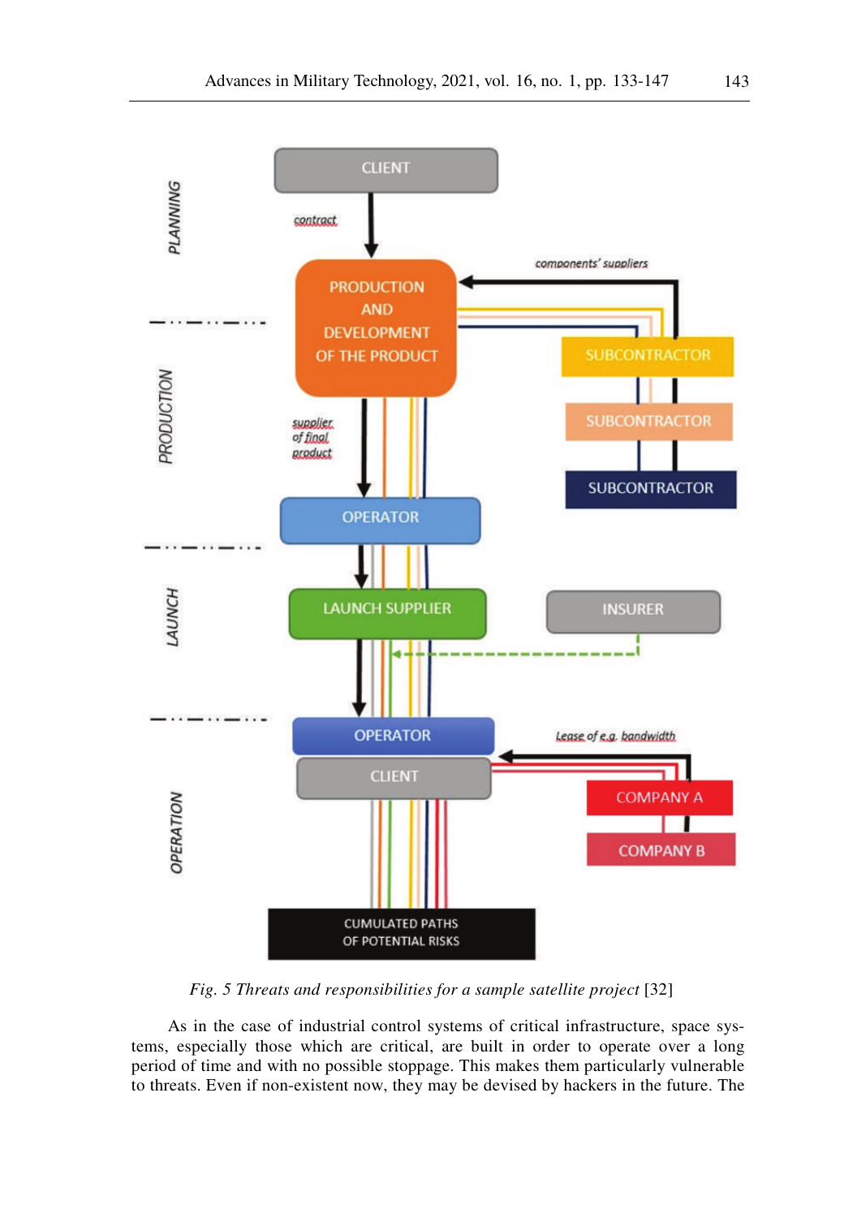*Fig. 5 Threats and responsibilities for a sample satellite project* [32]

As in the case of industrial control systems of critical infrastructure, space systems, especially those which are critical, are built in order to operate over a long period of time and with no possible stoppage. This makes them particularly vulnerable to threats. Even if non-existent now, they may be devised by hackers in the future. The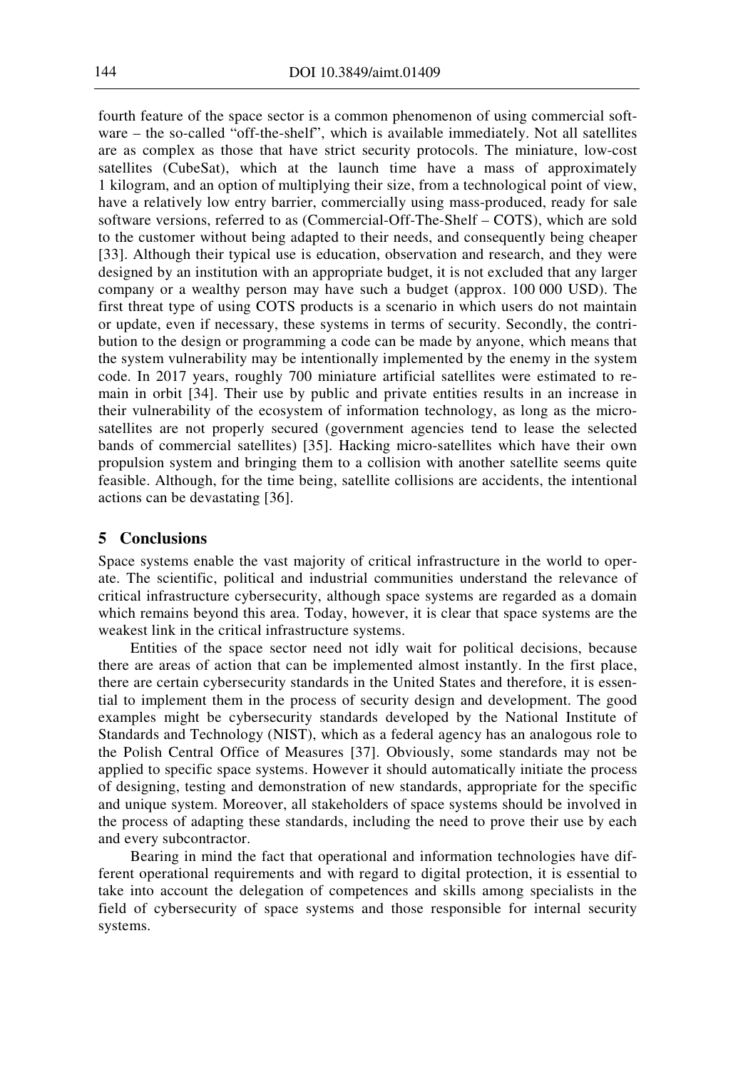fourth feature of the space sector is a common phenomenon of using commercial software – the so-called "off-the-shelf", which is available immediately. Not all satellites are as complex as those that have strict security protocols. The miniature, low-cost satellites (CubeSat), which at the launch time have a mass of approximately 1 kilogram, and an option of multiplying their size, from a technological point of view, have a relatively low entry barrier, commercially using mass-produced, ready for sale software versions, referred to as (Commercial-Off-The-Shelf – COTS), which are sold to the customer without being adapted to their needs, and consequently being cheaper [33]. Although their typical use is education, observation and research, and they were designed by an institution with an appropriate budget, it is not excluded that any larger company or a wealthy person may have such a budget (approx. 100 000 USD). The first threat type of using COTS products is a scenario in which users do not maintain or update, even if necessary, these systems in terms of security. Secondly, the contribution to the design or programming a code can be made by anyone, which means that the system vulnerability may be intentionally implemented by the enemy in the system code. In 2017 years, roughly 700 miniature artificial satellites were estimated to remain in orbit [34]. Their use by public and private entities results in an increase in their vulnerability of the ecosystem of information technology, as long as the microsatellites are not properly secured (government agencies tend to lease the selected bands of commercial satellites) [35]. Hacking micro-satellites which have their own propulsion system and bringing them to a collision with another satellite seems quite feasible. Although, for the time being, satellite collisions are accidents, the intentional actions can be devastating [36].

## 5 Conclusions

Space systems enable the vast majority of critical infrastructure in the world to operate. The scientific, political and industrial communities understand the relevance of critical infrastructure cybersecurity, although space systems are regarded as a domain which remains beyond this area. Today, however, it is clear that space systems are the weakest link in the critical infrastructure systems.

Entities of the space sector need not idly wait for political decisions, because there are areas of action that can be implemented almost instantly. In the first place, there are certain cybersecurity standards in the United States and therefore, it is essential to implement them in the process of security design and development. The good examples might be cybersecurity standards developed by the National Institute of Standards and Technology (NIST), which as a federal agency has an analogous role to the Polish Central Office of Measures [37]. Obviously, some standards may not be applied to specific space systems. However it should automatically initiate the process of designing, testing and demonstration of new standards, appropriate for the specific and unique system. Moreover, all stakeholders of space systems should be involved in the process of adapting these standards, including the need to prove their use by each and every subcontractor.

Bearing in mind the fact that operational and information technologies have different operational requirements and with regard to digital protection, it is essential to take into account the delegation of competences and skills among specialists in the field of cybersecurity of space systems and those responsible for internal security systems.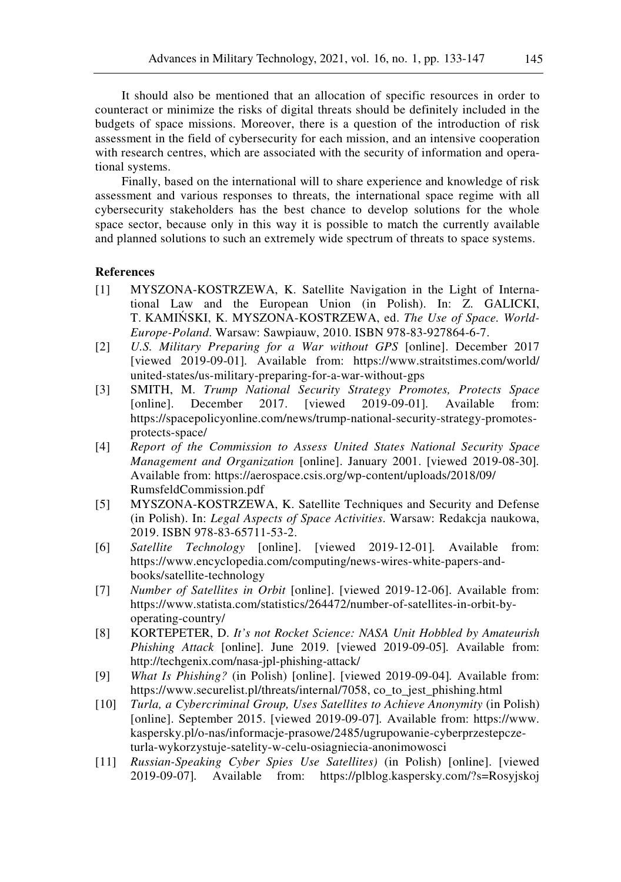It should also be mentioned that an allocation of specific resources in order to counteract or minimize the risks of digital threats should be definitely included in the budgets of space missions. Moreover, there is a question of the introduction of risk assessment in the field of cybersecurity for each mission, and an intensive cooperation with research centres, which are associated with the security of information and operational systems.

Finally, based on the international will to share experience and knowledge of risk assessment and various responses to threats, the international space regime with all cybersecurity stakeholders has the best chance to develop solutions for the whole space sector, because only in this way it is possible to match the currently available and planned solutions to such an extremely wide spectrum of threats to space systems.

## References

[1] MYSZONA-KOSTRZEWA, K. Satellite Navigation in the Light of International Law and the European Union (in Polish). In: Z. GALICKI, T. KAMIŃSKI, K. MYSZONA-KOSTRZEWA, ed. *The Use of Space. World-Europe-Poland*. Warsaw: Sawpiauw, 2010. ISBN 978-83-927864-6-7.

[2] *U.S. Military Preparing for a War without GPS* [online]. December 2017 [viewed 2019-09-01]. Available from: https://www.straitstimes.com/world/united-states/us-military-preparing-for-a-war-without-gps

[3] SMITH, M. *Trump National Security Strategy Promotes, Protects Space* [online]. December 2017. [viewed 2019-09-01]. Available from: https://spacepolicyonline.com/news/trump-national-security-strategy-promotes-protects-space/

[4] *Report of the Commission to Assess United States National Security Space Management and Organization* [online]. January 2001. [viewed 2019-08-30]. Available from: https://aerospace.csis.org/wp-content/uploads/2018/09/RumsfeldCommission.pdf

[5] MYSZONA-KOSTRZEWA, K. Satellite Techniques and Security and Defense (in Polish). In: *Legal Aspects of Space Activities*. Warsaw: Redakcja naukowa, 2019. ISBN 978-83-65711-53-2.

[6] *Satellite Technology* [online]. [viewed 2019-12-01]. Available from: https://www.encyclopedia.com/computing/news-wires-white-papers-and-books/satellite-technology

[7] *Number of Satellites in Orbit* [online]. [viewed 2019-12-06]. Available from: https://www.statista.com/statistics/264472/number-of-satellites-in-orbit-by-operating-country/

[8] KORTEPETER, D. *It's not Rocket Science: NASA Unit Hobbled by Amateurish Phishing Attack* [online]. June 2019. [viewed 2019-09-05]. Available from: http://techgenix.com/nasa-jpl-phishing-attack/

[9] *What Is Phishing?* (in Polish) [online]. [viewed 2019-09-04]. Available from: https://www.securelist.pl/threats/internal/7058, co_to_jest_phishing.html

[10] *Turla, a Cybercriminal Group, Uses Satellites to Achieve Anonymity* (in Polish) [online]. September 2015. [viewed 2019-09-07]. Available from: https://www.kaspersky.pl/o-nas/informacje-prasowe/2485/ugrupowanie-cyberprzestepcze-turla-wykorzystuje-satelity-w-celu-osiagniecia-anonimowosci

[11] *Russian-Speaking Cyber Spies Use Satellites)* (in Polish) [online]. [viewed 2019-09-07]. Available from: https://plblog.kaspersky.com/?s=Rosyjskoj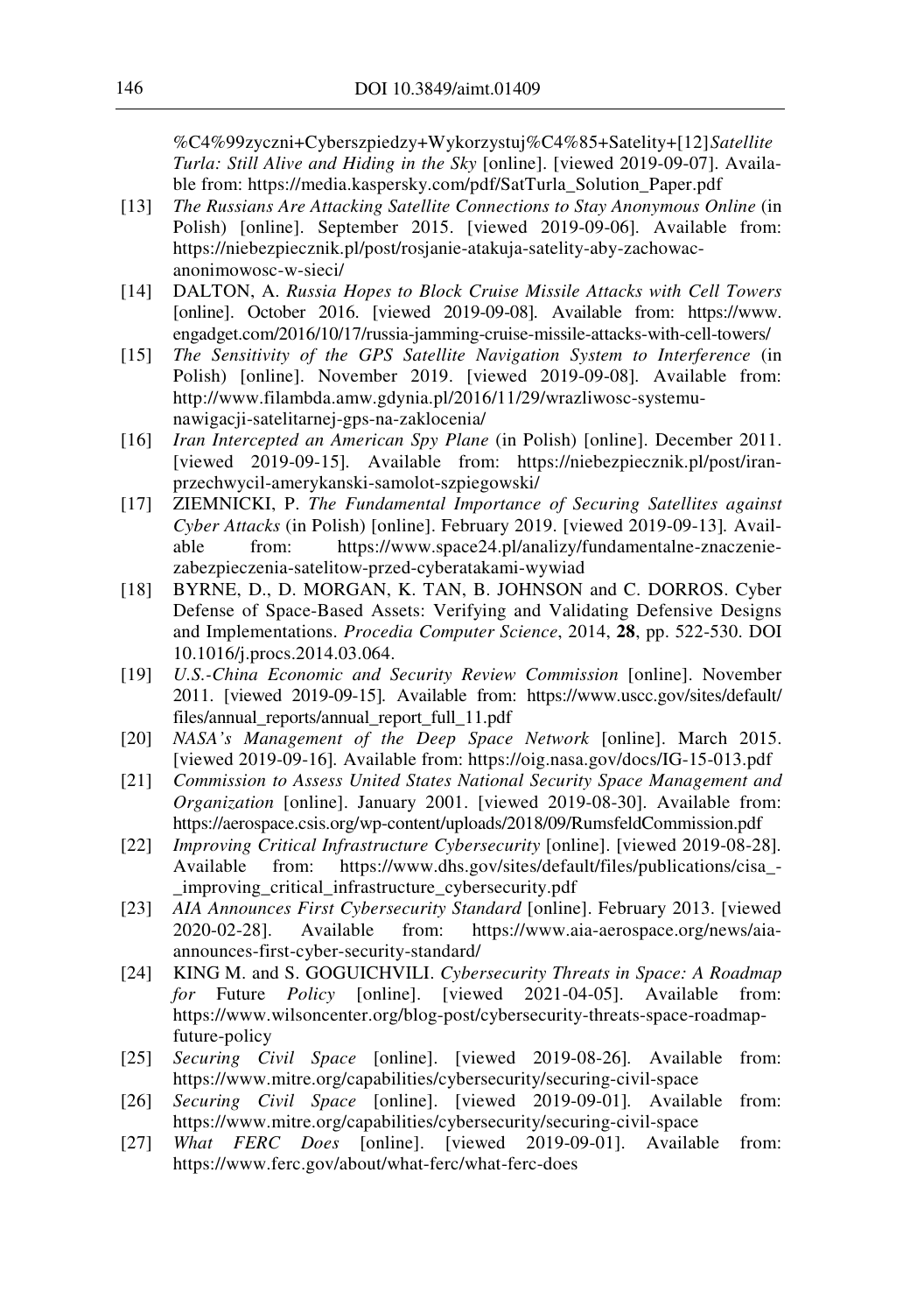%C4%99zyczni+Cyberszpiedzy+Wykorzystuj%C4%85+Satelity+[12]*Satellite Turla: Still Alive and Hiding in the Sky* [online]. [viewed 2019-09-07]. Available from: https://media.kaspersky.com/pdf/SatTurla_Solution_Paper.pdf

[13] *The Russians Are Attacking Satellite Connections to Stay Anonymous Online* (in Polish) [online]. September 2015. [viewed 2019-09-06]. Available from: https://niebezpiecznik.pl/post/rosjanie-atakuja-satelity-aby-zachowac-anonimowosc-w-sieci/

[14] DALTON, A. *Russia Hopes to Block Cruise Missile Attacks with Cell Towers* [online]. October 2016. [viewed 2019-09-08]. Available from: https://www.engadget.com/2016/10/17/russia-jamming-cruise-missile-attacks-with-cell-towers/

[15] *The Sensitivity of the GPS Satellite Navigation System to Interference* (in Polish) [online]. November 2019. [viewed 2019-09-08]. Available from: http://www.filambda.amw.gdynia.pl/2016/11/29/wrazliwosc-systemu-nawigacji-satelitarnej-gps-na-zaklocenia/

[16] *Iran Intercepted an American Spy Plane* (in Polish) [online]. December 2011. [viewed 2019-09-15]. Available from: https://niebezpiecznik.pl/post/iran-przechwycil-amerykanski-samolot-szpiegowski/

[17] ZIEMNICKI, P. *The Fundamental Importance of Securing Satellites against Cyber Attacks* (in Polish) [online]. February 2019. [viewed 2019-09-13]. Available from: https://www.space24.pl/analizy/fundamentalne-znaczenie-zabezpieczenia-satelitow-przed-cyberatakami-wywiad

[18] BYRNE, D., D. MORGAN, K. TAN, B. JOHNSON and C. DORROS. Cyber Defense of Space-Based Assets: Verifying and Validating Defensive Designs and Implementations. *Procedia Computer Science*, 2014, **28**, pp. 522-530. DOI 10.1016/j.procs.2014.03.064.

[19] *U.S.-China Economic and Security Review Commission* [online]. November 2011. [viewed 2019-09-15]. Available from: https://www.uscc.gov/sites/default/files/annual_reports/annual_report_full_11.pdf

[20] *NASA's Management of the Deep Space Network* [online]. March 2015. [viewed 2019-09-16]. Available from: https://oig.nasa.gov/docs/IG-15-013.pdf

[21] *Commission to Assess United States National Security Space Management and Organization* [online]. January 2001. [viewed 2019-08-30]. Available from: https://aerospace.csis.org/wp-content/uploads/2018/09/RumsfeldCommission.pdf

[22] *Improving Critical Infrastructure Cybersecurity* [online]. [viewed 2019-08-28]. Available from: https://www.dhs.gov/sites/default/files/publications/cisa_-_improving_critical_infrastructure_cybersecurity.pdf

[23] *AIA Announces First Cybersecurity Standard* [online]. February 2013. [viewed 2020-02-28]. Available from: https://www.aia-aerospace.org/news/aia-announces-first-cyber-security-standard/

[24] KING M. and S. GOGUICHVILI. *Cybersecurity Threats in Space: A Roadmap for* Future *Policy* [online]. [viewed 2021-04-05]. Available from: https://www.wilsoncenter.org/blog-post/cybersecurity-threats-space-roadmap-future-policy

[25] *Securing Civil Space* [online]. [viewed 2019-08-26]. Available from: https://www.mitre.org/capabilities/cybersecurity/securing-civil-space

[26] *Securing Civil Space* [online]. [viewed 2019-09-01]. Available from: https://www.mitre.org/capabilities/cybersecurity/securing-civil-space

[27] *What FERC Does* [online]. [viewed 2019-09-01]. Available from: https://www.ferc.gov/about/what-ferc/what-ferc-does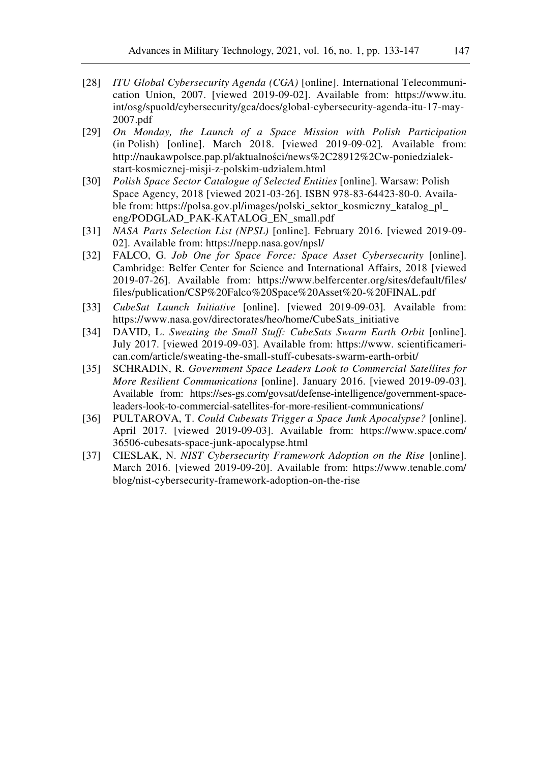[28] *ITU Global Cybersecurity Agenda (CGA)* [online]. International Telecommunication Union, 2007. [viewed 2019-09-02]. Available from: https://www.itu.int/osg/spuold/cybersecurity/gca/docs/global-cybersecurity-agenda-itu-17-may-2007.pdf

[29] *On Monday, the Launch of a Space Mission with Polish Participation* (in Polish) [online]. March 2018. [viewed 2019-09-02]. Available from: http://naukawpolsce.pap.pl/aktualności/news%2C28912%2Cw-poniedzialek-start-kosmicznej-misji-z-polskim-udzialem.html

[30] *Polish Space Sector Catalogue of Selected Entities* [online]. Warsaw: Polish Space Agency, 2018 [viewed 2021-03-26]. ISBN 978-83-64423-80-0. Available from: https://polsa.gov.pl/images/polski_sektor_kosmiczny_katalog_pl_eng/PODGLAD_PAK-KATALOG_EN_small.pdf

[31] *NASA Parts Selection List (NPSL)* [online]. February 2016. [viewed 2019-09-02]. Available from: https://nepp.nasa.gov/npsl/

[32] FALCO, G. *Job One for Space Force: Space Asset Cybersecurity* [online]. Cambridge: Belfer Center for Science and International Affairs, 2018 [viewed 2019-07-26]. Available from: https://www.belfercenter.org/sites/default/files/files/publication/CSP%20Falco%20Space%20Asset%20-%20FINAL.pdf

[33] *CubeSat Launch Initiative* [online]. [viewed 2019-09-03]. Available from: https://www.nasa.gov/directorates/heo/home/CubeSats_initiative

[34] DAVID, L. *Sweating the Small Stuff: CubeSats Swarm Earth Orbit* [online]. July 2017. [viewed 2019-09-03]. Available from: https://www.scientificamerican.com/article/sweating-the-small-stuff-cubesats-swarm-earth-orbit/

[35] SCHRADIN, R. *Government Space Leaders Look to Commercial Satellites for More Resilient Communications* [online]. January 2016. [viewed 2019-09-03]. Available from: https://ses-gs.com/govsat/defense-intelligence/government-space-leaders-look-to-commercial-satellites-for-more-resilient-communications/

[36] PULTAROVA, T. *Could Cubesats Trigger a Space Junk Apocalypse?* [online]. April 2017. [viewed 2019-09-03]. Available from: https://www.space.com/36506-cubesats-space-junk-apocalypse.html

[37] CIESLAK, N. *NIST Cybersecurity Framework Adoption on the Rise* [online]. March 2016. [viewed 2019-09-20]. Available from: https://www.tenable.com/blog/nist-cybersecurity-framework-adoption-on-the-rise